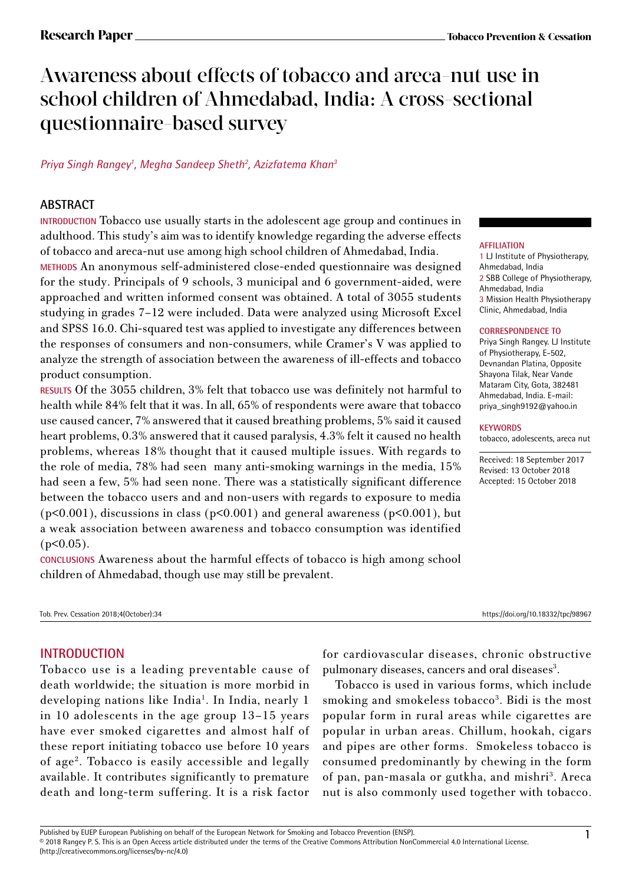Research Paper

# Awareness about effects of tobacco and areca-nut use in school children of Ahmedabad, India: A cross-sectional questionnaire-based survey

*Priya Singh Rangey[1], Megha Sandeep Sheth[2], Azizfatema Khan[3]*

## ABSTRACT

**INTRODUCTION** Tobacco use usually starts in the adolescent age group and continues in adulthood. This study's aim was to identify knowledge regarding the adverse effects of tobacco and areca-nut use among high school children of Ahmedabad, India.

**METHODS** An anonymous self-administered close-ended questionnaire was designed for the study. Principals of 9 schools, 3 municipal and 6 government-aided, were approached and written informed consent was obtained. A total of 3055 students studying in grades 7–12 were included. Data were analyzed using Microsoft Excel and SPSS 16.0. Chi-squared test was applied to investigate any differences between the responses of consumers and non-consumers, while Cramer's V was applied to analyze the strength of association between the awareness of ill-effects and tobacco product consumption.

**RESULTS** Of the 3055 children, 3% felt that tobacco use was definitely not harmful to health while 84% felt that it was. In all, 65% of respondents were aware that tobacco use caused cancer, 7% answered that it caused breathing problems, 5% said it caused heart problems, 0.3% answered that it caused paralysis, 4.3% felt it caused no health problems, whereas 18% thought that it caused multiple issues. With regards to the role of media, 78% had seen many anti-smoking warnings in the media, 15% had seen a few, 5% had seen none. There was a statistically significant difference between the tobacco users and and non-users with regards to exposure to media ($p<0.001$), discussions in class ($p<0.001$) and general awareness ($p<0.001$), but a weak association between awareness and tobacco consumption was identified ($p<0.05$).

**CONCLUSIONS** Awareness about the harmful effects of tobacco is high among school children of Ahmedabad, though use may still be prevalent.

**AFFILIATION**
1 LJ Institute of Physiotherapy, Ahmedabad, India
2 SBB College of Physiotherapy, Ahmedabad, India
3 Mission Health Physiotherapy Clinic, Ahmedabad, India

**CORRESPONDENCE TO**
Priya Singh Rangey. LJ Institute of Physiotherapy, E-502, Devnandan Platina, Opposite Shayona Tilak, Near Vande Mataram City, Gota, 382481 Ahmedabad, India. E-mail: priya_singh9192@yahoo.in

**KEYWORDS**
tobacco, adolescents, areca nut

Received: 18 September 2017
Revised: 13 October 2018
Accepted: 15 October 2018

Tob. Prev. Cessation 2018;4(October):34 https://doi.org/10.18332/tpc/98967

## INTRODUCTION

Tobacco use is a leading preventable cause of death worldwide; the situation is more morbid in developing nations like India[1]. In India, nearly 1 in 10 adolescents in the age group 13–15 years have ever smoked cigarettes and almost half of these report initiating tobacco use before 10 years of age[2]. Tobacco is easily accessible and legally available. It contributes significantly to premature death and long-term suffering. It is a risk factor for cardiovascular diseases, chronic obstructive pulmonary diseases, cancers and oral diseases[3].

Tobacco is used in various forms, which include smoking and smokeless tobacco[3]. Bidi is the most popular form in rural areas while cigarettes are popular in urban areas. Chillum, hookah, cigars and pipes are other forms. Smokeless tobacco is consumed predominantly by chewing in the form of pan, pan-masala or gutkha, and mishri[3]. Areca nut is also commonly used together with tobacco.

Published by EUEP European Publishing on behalf of the European Network for Smoking and Tobacco Prevention (ENSP).
© 2018 Rangey P. S. This is an Open Access article distributed under the terms of the Creative Commons Attribution NonCommercial 4.0 International License. (http://creativecommons.org/licenses/by-nc/4.0)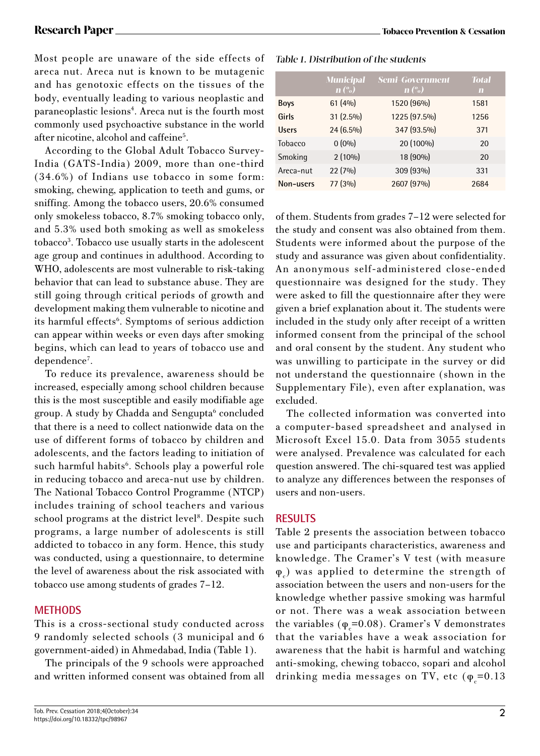Most people are unaware of the side effects of areca nut. Areca nut is known to be mutagenic and has genotoxic effects on the tissues of the body, eventually leading to various neoplastic and paraneoplastic lesions[4]. Areca nut is the fourth most commonly used psychoactive substance in the world after nicotine, alcohol and caffeine[5].

According to the Global Adult Tobacco Survey-India (GATS-India) 2009, more than one-third (34.6%) of Indians use tobacco in some form: smoking, chewing, application to teeth and gums, or sniffing. Among the tobacco users, 20.6% consumed only smokeless tobacco, 8.7% smoking tobacco only, and 5.3% used both smoking as well as smokeless tobacco[3]. Tobacco use usually starts in the adolescent age group and continues in adulthood. According to WHO, adolescents are most vulnerable to risk-taking behavior that can lead to substance abuse. They are still going through critical periods of growth and development making them vulnerable to nicotine and its harmful effects[6]. Symptoms of serious addiction can appear within weeks or even days after smoking begins, which can lead to years of tobacco use and dependence[7].

To reduce its prevalence, awareness should be increased, especially among school children because this is the most susceptible and easily modifiable age group. A study by Chadda and Sengupta[6] concluded that there is a need to collect nationwide data on the use of different forms of tobacco by children and adolescents, and the factors leading to initiation of such harmful habits[6]. Schools play a powerful role in reducing tobacco and areca-nut use by children. The National Tobacco Control Programme (NTCP) includes training of school teachers and various school programs at the district level[8]. Despite such programs, a large number of adolescents is still addicted to tobacco in any form. Hence, this study was conducted, using a questionnaire, to determine the level of awareness about the risk associated with tobacco use among students of grades 7–12.

## METHODS

This is a cross-sectional study conducted across 9 randomly selected schools (3 municipal and 6 government-aided) in Ahmedabad, India (Table 1).

The principals of the 9 schools were approached and written informed consent was obtained from all of them. Students from grades 7–12 were selected for the study and consent was also obtained from them. Students were informed about the purpose of the study and assurance was given about confidentiality. An anonymous self-administered close-ended questionnaire was designed for the study. They were asked to fill the questionnaire after they were given a brief explanation about it. The students were included in the study only after receipt of a written informed consent from the principal of the school and oral consent by the student. Any student who was unwilling to participate in the survey or did not understand the questionnaire (shown in the Supplementary File), even after explanation, was excluded.

The collected information was converted into a computer-based spreadsheet and analysed in Microsoft Excel 15.0. Data from 3055 students were analysed. Prevalence was calculated for each question answered. The chi-squared test was applied to analyze any differences between the responses of users and non-users.

*Table 1. Distribution of the students*

| | Municipal n (%) | Semi-Government n (%) | Total n |
|---|---|---|---|
| **Boys** | 61 (4%) | 1520 (96%) | 1581 |
| **Girls** | 31 (2.5%) | 1225 (97.5%) | 1256 |
| **Users** | 24 (6.5%) | 347 (93.5%) | 371 |
| Tobacco | 0 (0%) | 20 (100%) | 20 |
| Smoking | 2 (10%) | 18 (90%) | 20 |
| Areca-nut | 22 (7%) | 309 (93%) | 331 |
| **Non-users** | 77 (3%) | 2607 (97%) | 2684 |

## RESULTS

Table 2 presents the association between tobacco use and participants characteristics, awareness and knowledge. The Cramer's V test (with measure $\varphi_c$) was applied to determine the strength of association between the users and non-users for the knowledge whether passive smoking was harmful or not. There was a weak association between the variables ($\varphi_c$=0.08). Cramer's V demonstrates that the variables have a weak association for awareness that the habit is harmful and watching anti-smoking, chewing tobacco, sopari and alcohol drinking media messages on TV, etc ($\varphi_c$=0.13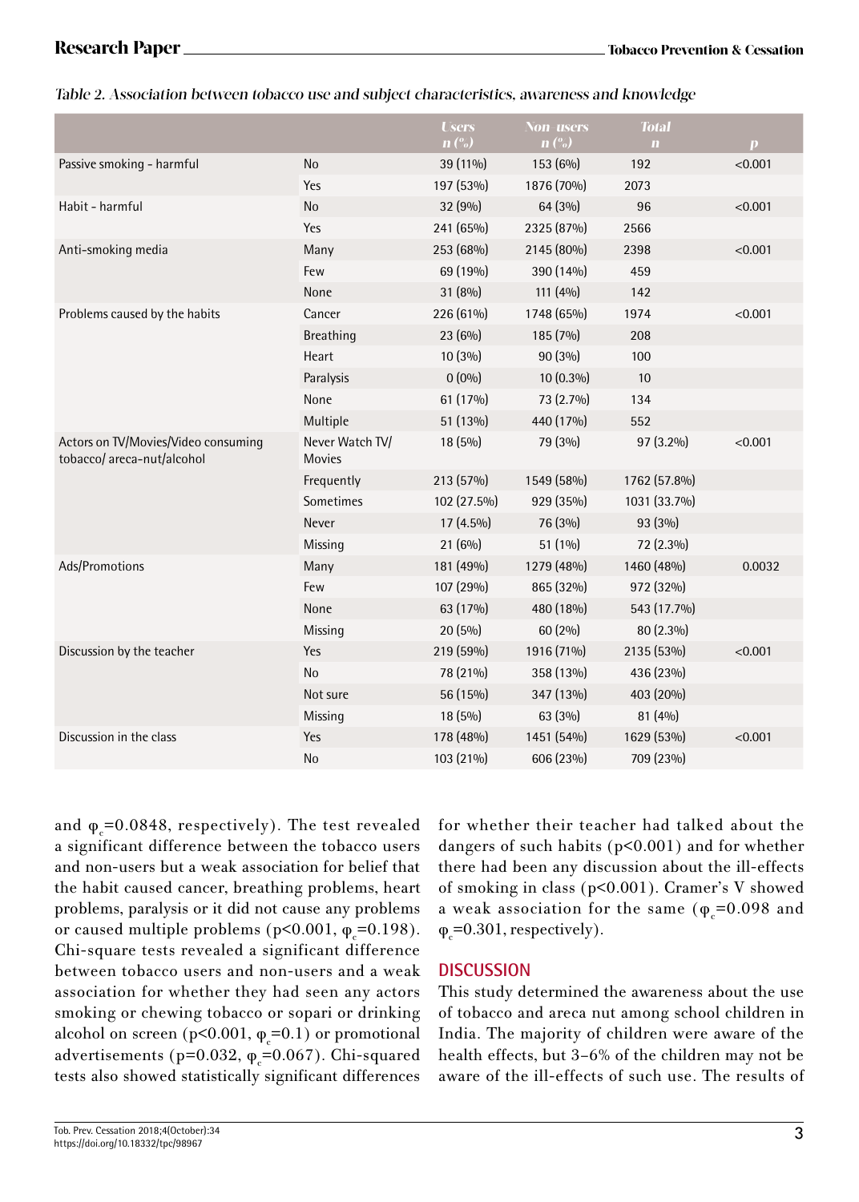*Table 2. Association between tobacco use and subject characteristics, awareness and knowledge*

| | | Users n (%) | Non-users n (%) | Total n | p |
|---|---|---|---|---|---|
| Passive smoking - harmful | No | 39 (11%) | 153 (6%) | 192 | <0.001 |
| | Yes | 197 (53%) | 1876 (70%) | 2073 | |
| Habit - harmful | No | 32 (9%) | 64 (3%) | 96 | <0.001 |
| | Yes | 241 (65%) | 2325 (87%) | 2566 | |
| Anti-smoking media | Many | 253 (68%) | 2145 (80%) | 2398 | <0.001 |
| | Few | 69 (19%) | 390 (14%) | 459 | |
| | None | 31 (8%) | 111 (4%) | 142 | |
| Problems caused by the habits | Cancer | 226 (61%) | 1748 (65%) | 1974 | <0.001 |
| | Breathing | 23 (6%) | 185 (7%) | 208 | |
| | Heart | 10 (3%) | 90 (3%) | 100 | |
| | Paralysis | 0 (0%) | 10 (0.3%) | 10 | |
| | None | 61 (17%) | 73 (2.7%) | 134 | |
| | Multiple | 51 (13%) | 440 (17%) | 552 | |
| Actors on TV/Movies/Video consuming tobacco/ areca-nut/alcohol | Never Watch TV/ Movies | 18 (5%) | 79 (3%) | 97 (3.2%) | <0.001 |
| | Frequently | 213 (57%) | 1549 (58%) | 1762 (57.8%) | |
| | Sometimes | 102 (27.5%) | 929 (35%) | 1031 (33.7%) | |
| | Never | 17 (4.5%) | 76 (3%) | 93 (3%) | |
| | Missing | 21 (6%) | 51 (1%) | 72 (2.3%) | |
| Ads/Promotions | Many | 181 (49%) | 1279 (48%) | 1460 (48%) | 0.0032 |
| | Few | 107 (29%) | 865 (32%) | 972 (32%) | |
| | None | 63 (17%) | 480 (18%) | 543 (17.7%) | |
| | Missing | 20 (5%) | 60 (2%) | 80 (2.3%) | |
| Discussion by the teacher | Yes | 219 (59%) | 1916 (71%) | 2135 (53%) | <0.001 |
| | No | 78 (21%) | 358 (13%) | 436 (23%) | |
| | Not sure | 56 (15%) | 347 (13%) | 403 (20%) | |
| | Missing | 18 (5%) | 63 (3%) | 81 (4%) | |
| Discussion in the class | Yes | 178 (48%) | 1451 (54%) | 1629 (53%) | <0.001 |
| | No | 103 (21%) | 606 (23%) | 709 (23%) | |

and $\varphi_c$=0.0848, respectively). The test revealed a significant difference between the tobacco users and non-users but a weak association for belief that the habit caused cancer, breathing problems, heart problems, paralysis or it did not cause any problems or caused multiple problems ($p<0.001$, $\varphi_c$=0.198). Chi-square tests revealed a significant difference between tobacco users and non-users and a weak association for whether they had seen any actors smoking or chewing tobacco or sopari or drinking alcohol on screen ($p<0.001$, $\varphi_c$=0.1) or promotional advertisements ($p=0.032$, $\varphi_c$=0.067). Chi-squared tests also showed statistically significant differences for whether their teacher had talked about the dangers of such habits ($p<0.001$) and for whether there had been any discussion about the ill-effects of smoking in class ($p<0.001$). Cramer's V showed a weak association for the same ($\varphi_c$=0.098 and $\varphi_c$=0.301, respectively).

## DISCUSSION

This study determined the awareness about the use of tobacco and areca nut among school children in India. The majority of children were aware of the health effects, but 3–6% of the children may not be aware of the ill-effects of such use. The results of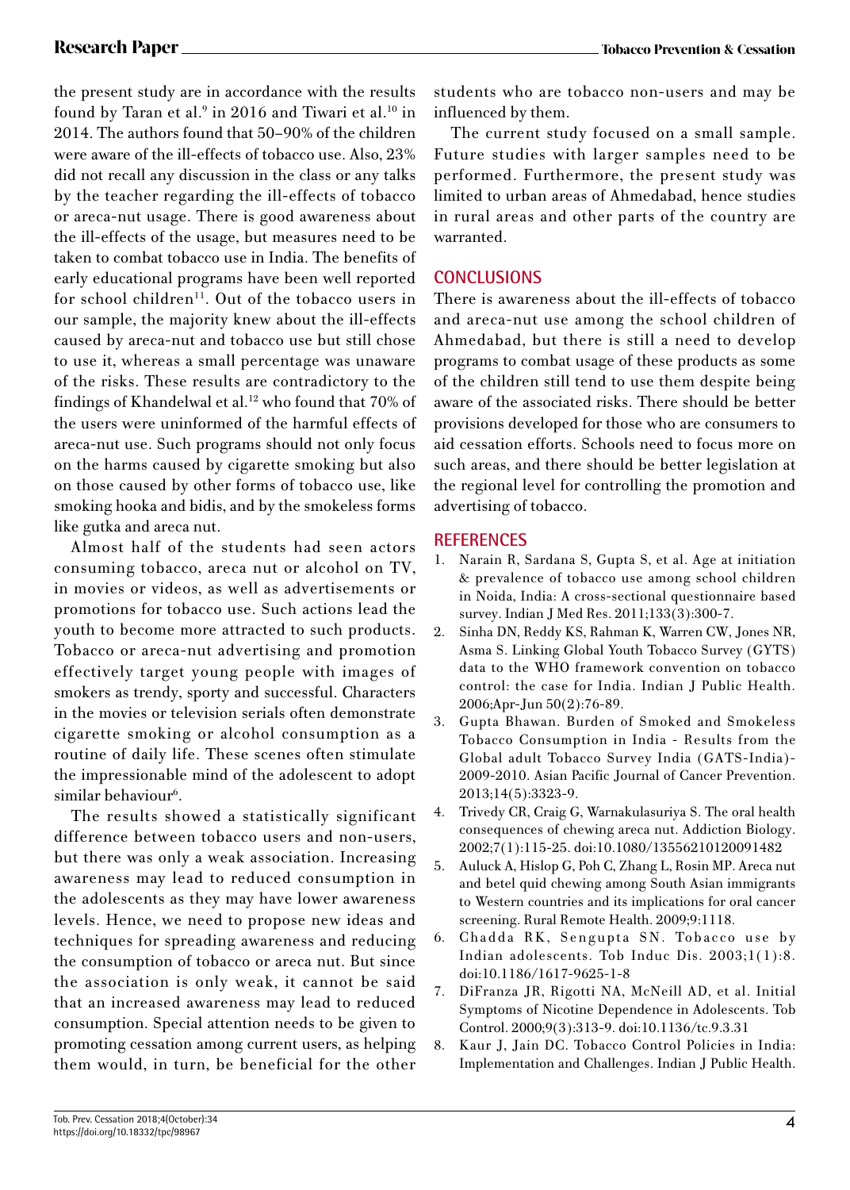the present study are in accordance with the results found by Taran et al.[9] in 2016 and Tiwari et al.[10] in 2014. The authors found that 50–90% of the children were aware of the ill-effects of tobacco use. Also, 23% did not recall any discussion in the class or any talks by the teacher regarding the ill-effects of tobacco or areca-nut usage. There is good awareness about the ill-effects of the usage, but measures need to be taken to combat tobacco use in India. The benefits of early educational programs have been well reported for school children[11]. Out of the tobacco users in our sample, the majority knew about the ill-effects caused by areca-nut and tobacco use but still chose to use it, whereas a small percentage was unaware of the risks. These results are contradictory to the findings of Khandelwal et al.[12] who found that 70% of the users were uninformed of the harmful effects of areca-nut use. Such programs should not only focus on the harms caused by cigarette smoking but also on those caused by other forms of tobacco use, like smoking hooka and bidis, and by the smokeless forms like gutka and areca nut.

Almost half of the students had seen actors consuming tobacco, areca nut or alcohol on TV, in movies or videos, as well as advertisements or promotions for tobacco use. Such actions lead the youth to become more attracted to such products. Tobacco or areca-nut advertising and promotion effectively target young people with images of smokers as trendy, sporty and successful. Characters in the movies or television serials often demonstrate cigarette smoking or alcohol consumption as a routine of daily life. These scenes often stimulate the impressionable mind of the adolescent to adopt similar behaviour[6].

The results showed a statistically significant difference between tobacco users and non-users, but there was only a weak association. Increasing awareness may lead to reduced consumption in the adolescents as they may have lower awareness levels. Hence, we need to propose new ideas and techniques for spreading awareness and reducing the consumption of tobacco or areca nut. But since the association is only weak, it cannot be said that an increased awareness may lead to reduced consumption. Special attention needs to be given to promoting cessation among current users, as helping them would, in turn, be beneficial for the other students who are tobacco non-users and may be influenced by them.

The current study focused on a small sample. Future studies with larger samples need to be performed. Furthermore, the present study was limited to urban areas of Ahmedabad, hence studies in rural areas and other parts of the country are warranted.

## CONCLUSIONS

There is awareness about the ill-effects of tobacco and areca-nut use among the school children of Ahmedabad, but there is still a need to develop programs to combat usage of these products as some of the children still tend to use them despite being aware of the associated risks. There should be better provisions developed for those who are consumers to aid cessation efforts. Schools need to focus more on such areas, and there should be better legislation at the regional level for controlling the promotion and advertising of tobacco.

## REFERENCES

1. Narain R, Sardana S, Gupta S, et al. Age at initiation & prevalence of tobacco use among school children in Noida, India: A cross-sectional questionnaire based survey. Indian J Med Res. 2011;133(3):300-7.
2. Sinha DN, Reddy KS, Rahman K, Warren CW, Jones NR, Asma S. Linking Global Youth Tobacco Survey (GYTS) data to the WHO framework convention on tobacco control: the case for India. Indian J Public Health. 2006;Apr-Jun 50(2):76-89.
3. Gupta Bhawan. Burden of Smoked and Smokeless Tobacco Consumption in India - Results from the Global adult Tobacco Survey India (GATS-India)- 2009-2010. Asian Pacific Journal of Cancer Prevention. 2013;14(5):3323-9.
4. Trivedy CR, Craig G, Warnakulasuriya S. The oral health consequences of chewing areca nut. Addiction Biology. 2002;7(1):115-25. doi:10.1080/13556210120091482
5. Auluck A, Hislop G, Poh C, Zhang L, Rosin MP. Areca nut and betel quid chewing among South Asian immigrants to Western countries and its implications for oral cancer screening. Rural Remote Health. 2009;9:1118.
6. Chadda RK, Sengupta SN. Tobacco use by Indian adolescents. Tob Induc Dis. 2003;1(1):8. doi:10.1186/1617-9625-1-8
7. DiFranza JR, Rigotti NA, McNeill AD, et al. Initial Symptoms of Nicotine Dependence in Adolescents. Tob Control. 2000;9(3):313-9. doi:10.1136/tc.9.3.31
8. Kaur J, Jain DC. Tobacco Control Policies in India: Implementation and Challenges. Indian J Public Health.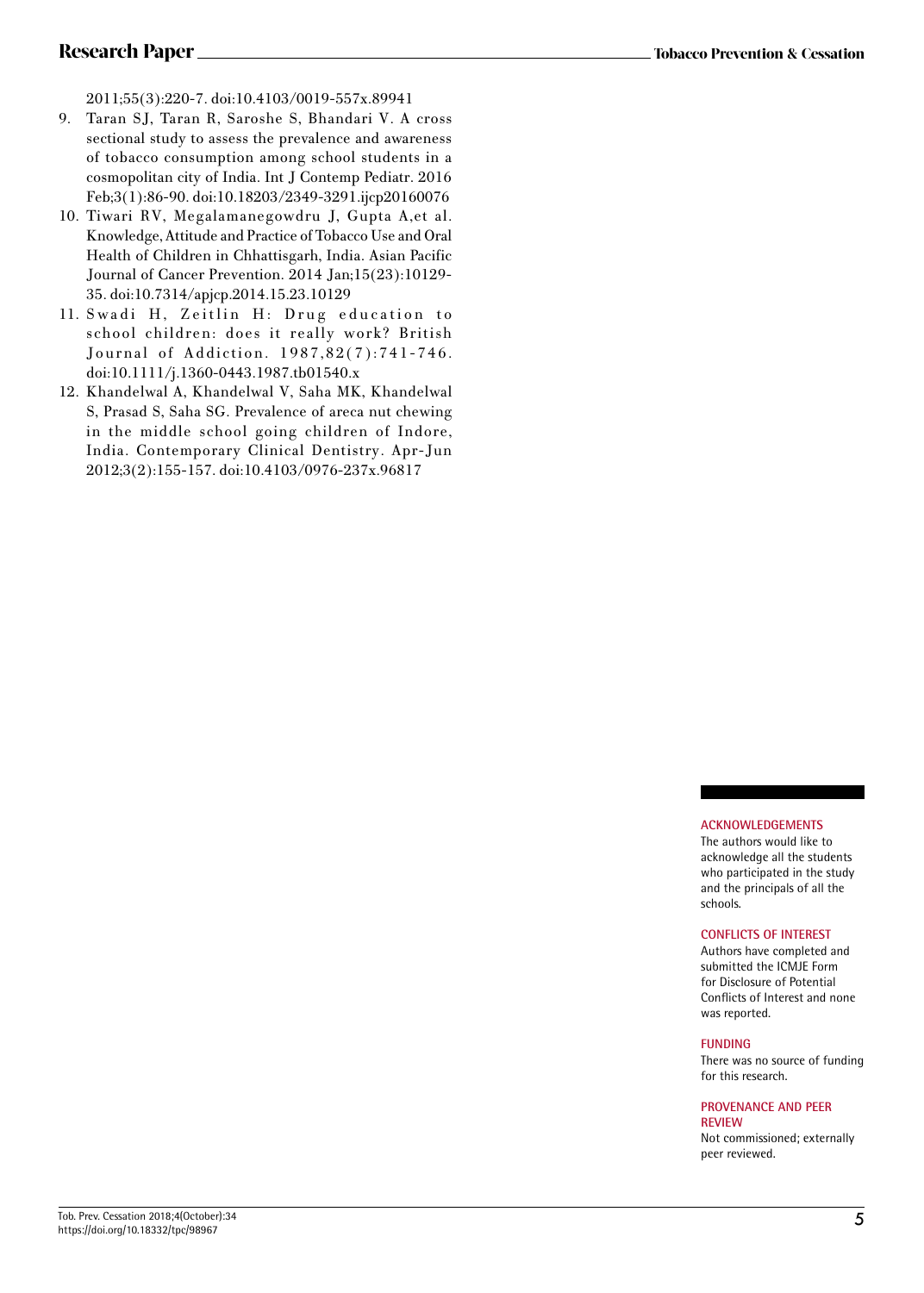2011;55(3):220-7. doi:10.4103/0019-557x.89941

9. Taran SJ, Taran R, Saroshe S, Bhandari V. A cross sectional study to assess the prevalence and awareness of tobacco consumption among school students in a cosmopolitan city of India. Int J Contemp Pediatr. 2016 Feb;3(1):86-90. doi:10.18203/2349-3291.ijcp20160076
10. Tiwari RV, Megalamanegowdru J, Gupta A,et al. Knowledge, Attitude and Practice of Tobacco Use and Oral Health of Children in Chhattisgarh, India. Asian Pacific Journal of Cancer Prevention. 2014 Jan;15(23):10129-35. doi:10.7314/apjcp.2014.15.23.10129
11. Swadi H, Zeitlin H: Drug education to school children: does it really work? British Journal of Addiction. 1987,82(7):741-746. doi:10.1111/j.1360-0443.1987.tb01540.x
12. Khandelwal A, Khandelwal V, Saha MK, Khandelwal S, Prasad S, Saha SG. Prevalence of areca nut chewing in the middle school going children of Indore, India. Contemporary Clinical Dentistry. Apr-Jun 2012;3(2):155-157. doi:10.4103/0976-237x.96817

**ACKNOWLEDGEMENTS**

The authors would like to acknowledge all the students who participated in the study and the principals of all the schools.

**CONFLICTS OF INTEREST**

Authors have completed and submitted the ICMJE Form for Disclosure of Potential Conflicts of Interest and none was reported.

**FUNDING**

There was no source of funding for this research.

**PROVENANCE AND PEER REVIEW**

Not commissioned; externally peer reviewed.